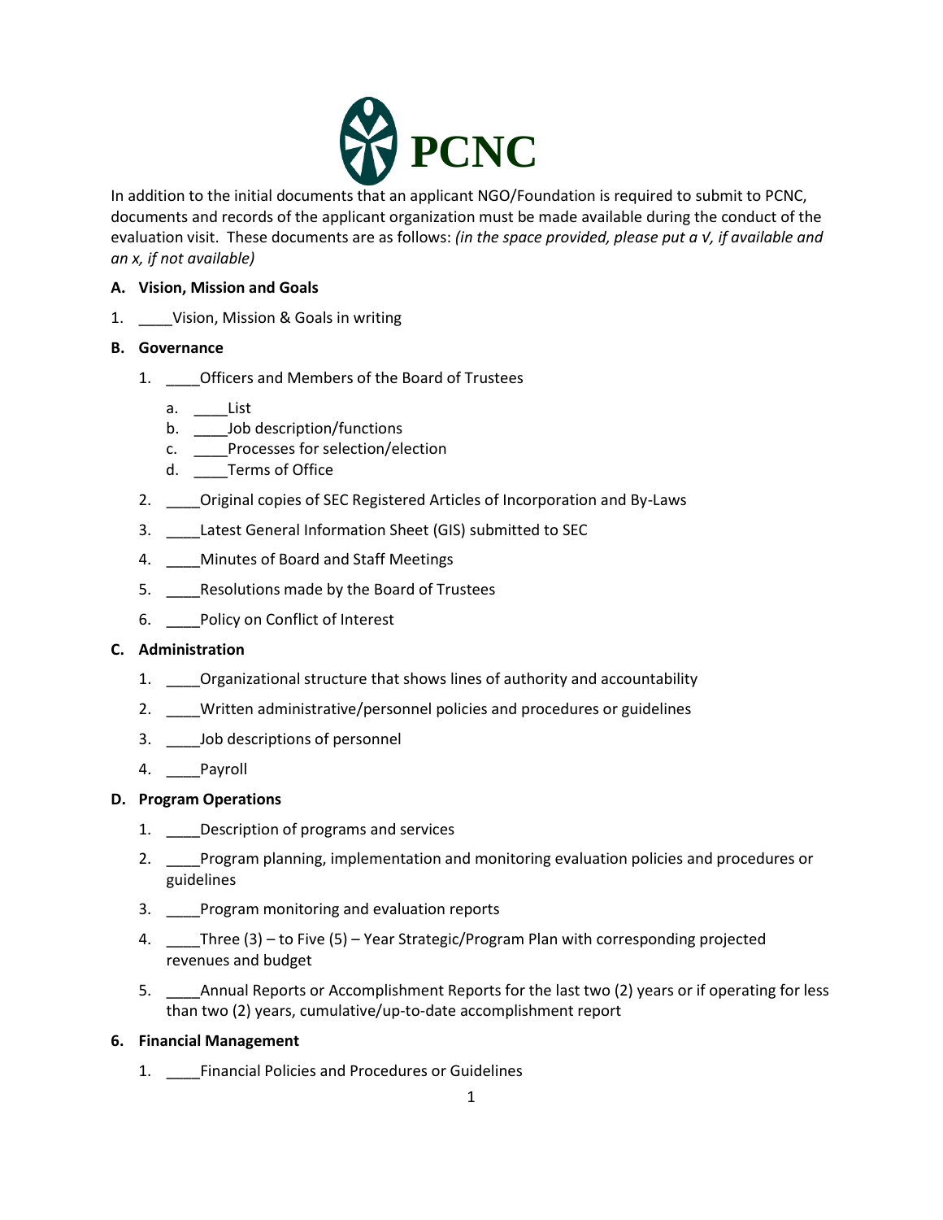PCNC

In addition to the initial documents that an applicant NGO/Foundation is required to submit to PCNC, documents and records of the applicant organization must be made available during the conduct of the evaluation visit. These documents are as follows: *(in the space provided, please put a √, if available and an x, if not available)*

**A. Vision, Mission and Goals**

1. ____Vision, Mission & Goals in writing

**B. Governance**

1. ____Officers and Members of the Board of Trustees
   a. ____List
   b. ____Job description/functions
   c. ____Processes for selection/election
   d. ____Terms of Office
2. ____Original copies of SEC Registered Articles of Incorporation and By-Laws
3. ____Latest General Information Sheet (GIS) submitted to SEC
4. ____Minutes of Board and Staff Meetings
5. ____Resolutions made by the Board of Trustees
6. ____Policy on Conflict of Interest

**C. Administration**

1. ____Organizational structure that shows lines of authority and accountability
2. ____Written administrative/personnel policies and procedures or guidelines
3. ____Job descriptions of personnel
4. ____Payroll

**D. Program Operations**

1. ____Description of programs and services
2. ____Program planning, implementation and monitoring evaluation policies and procedures or guidelines
3. ____Program monitoring and evaluation reports
4. ____Three (3) – to Five (5) – Year Strategic/Program Plan with corresponding projected revenues and budget
5. ____Annual Reports or Accomplishment Reports for the last two (2) years or if operating for less than two (2) years, cumulative/up-to-date accomplishment report

**6. Financial Management**

1. ____Financial Policies and Procedures or Guidelines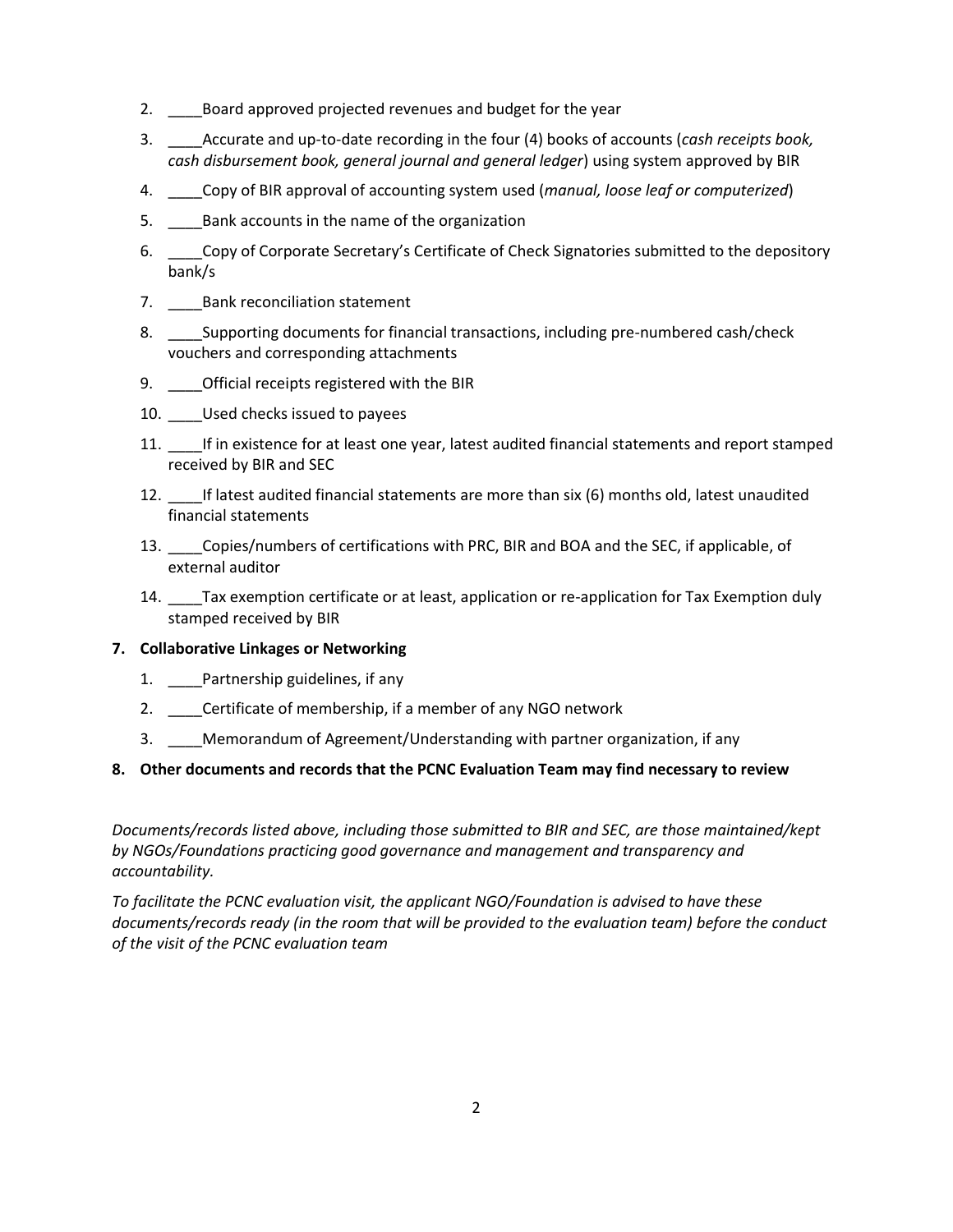2. ____Board approved projected revenues and budget for the year
3. ____Accurate and up-to-date recording in the four (4) books of accounts (*cash receipts book, cash disbursement book, general journal and general ledger*) using system approved by BIR
4. ____Copy of BIR approval of accounting system used (*manual, loose leaf or computerized*)
5. ____Bank accounts in the name of the organization
6. ____Copy of Corporate Secretary's Certificate of Check Signatories submitted to the depository bank/s
7. ____Bank reconciliation statement
8. ____Supporting documents for financial transactions, including pre-numbered cash/check vouchers and corresponding attachments
9. ____Official receipts registered with the BIR
10. ____Used checks issued to payees
11. ____If in existence for at least one year, latest audited financial statements and report stamped received by BIR and SEC
12. ____If latest audited financial statements are more than six (6) months old, latest unaudited financial statements
13. ____Copies/numbers of certifications with PRC, BIR and BOA and the SEC, if applicable, of external auditor
14. ____Tax exemption certificate or at least, application or re-application for Tax Exemption duly stamped received by BIR

**7. Collaborative Linkages or Networking**

1. ____Partnership guidelines, if any
2. ____Certificate of membership, if a member of any NGO network
3. ____Memorandum of Agreement/Understanding with partner organization, if any

**8. Other documents and records that the PCNC Evaluation Team may find necessary to review**

*Documents/records listed above, including those submitted to BIR and SEC, are those maintained/kept by NGOs/Foundations practicing good governance and management and transparency and accountability.*

*To facilitate the PCNC evaluation visit, the applicant NGO/Foundation is advised to have these documents/records ready (in the room that will be provided to the evaluation team) before the conduct of the visit of the PCNC evaluation team*